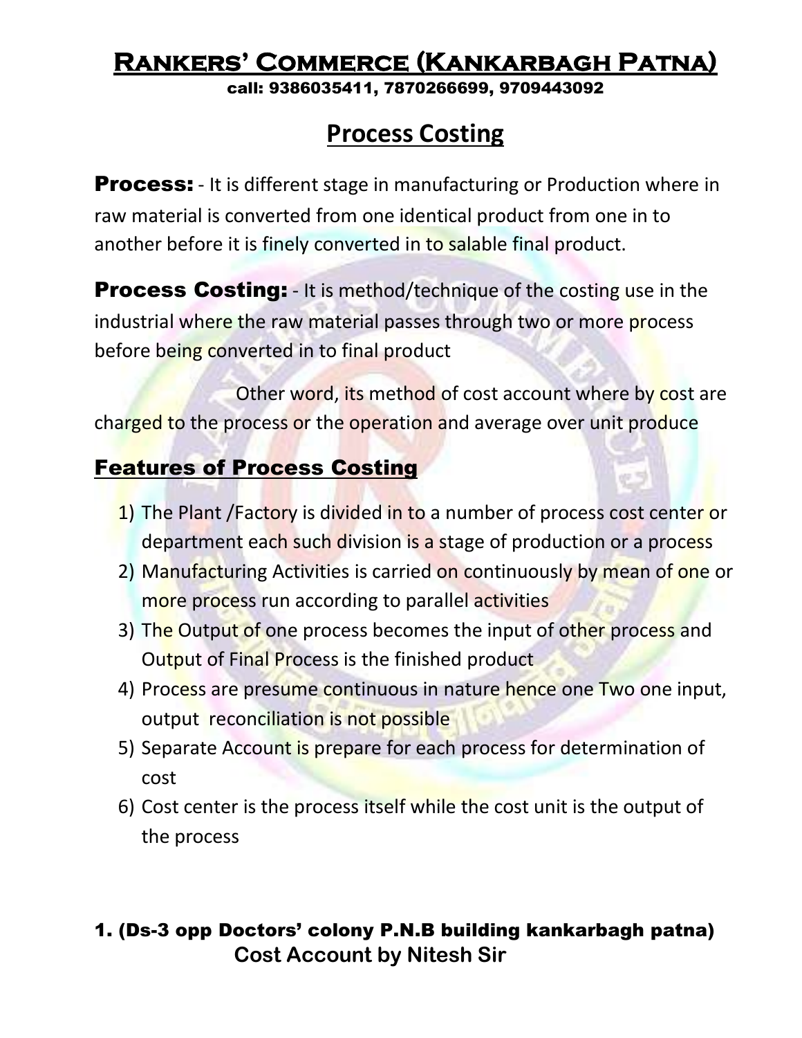# Rankers' Commerce (Kankarbagh Patna)

call: 9386035411, 7870266699, 9709443092

## Process Costing

**Process:** - It is different stage in manufacturing or Production where in raw material is converted from one identical product from one in to another before it is finely converted in to salable final product.

**Process Costing:** - It is method/technique of the costing use in the industrial where the raw material passes through two or more process before being converted in to final product

Other word, its method of cost account where by cost are charged to the process or the operation and average over unit produce

### Features of Process Costing

1) The Plant /Factory is divided in to a number of process cost center or department each such division is a stage of production or a process
2) Manufacturing Activities is carried on continuously by mean of one or more process run according to parallel activities
3) The Output of one process becomes the input of other process and Output of Final Process is the finished product
4) Process are presume continuous in nature hence one Two one input, output reconciliation is not possible
5) Separate Account is prepare for each process for determination of cost
6) Cost center is the process itself while the cost unit is the output of the process

1. (Ds-3 opp Doctors' colony P.N.B building kankarbagh patna)
Cost Account by Nitesh Sir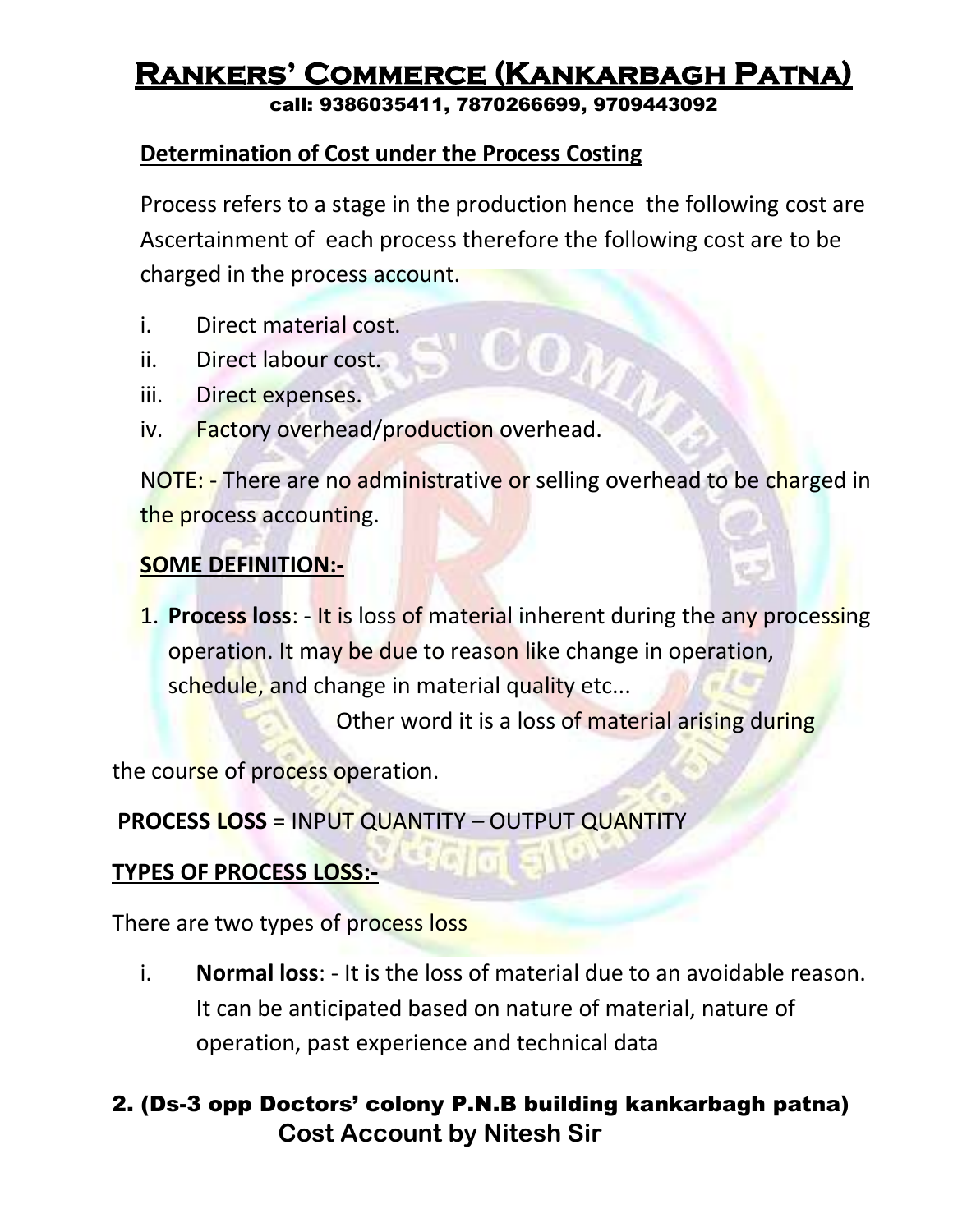## Determination of Cost under the Process Costing

Process refers to a stage in the production hence the following cost are Ascertainment of each process therefore the following cost are to be charged in the process account.

i. Direct material cost.
ii. Direct labour cost.
iii. Direct expenses.
iv. Factory overhead/production overhead.

NOTE: - There are no administrative or selling overhead to be charged in the process accounting.

## SOME DEFINITION:-

1. **Process loss**: - It is loss of material inherent during the any processing operation. It may be due to reason like change in operation, schedule, and change in material quality etc...
   Other word it is a loss of material arising during the course of process operation.

**PROCESS LOSS** = INPUT QUANTITY – OUTPUT QUANTITY

## TYPES OF PROCESS LOSS:-

There are two types of process loss

i. **Normal loss**: - It is the loss of material due to an avoidable reason. It can be anticipated based on nature of material, nature of operation, past experience and technical data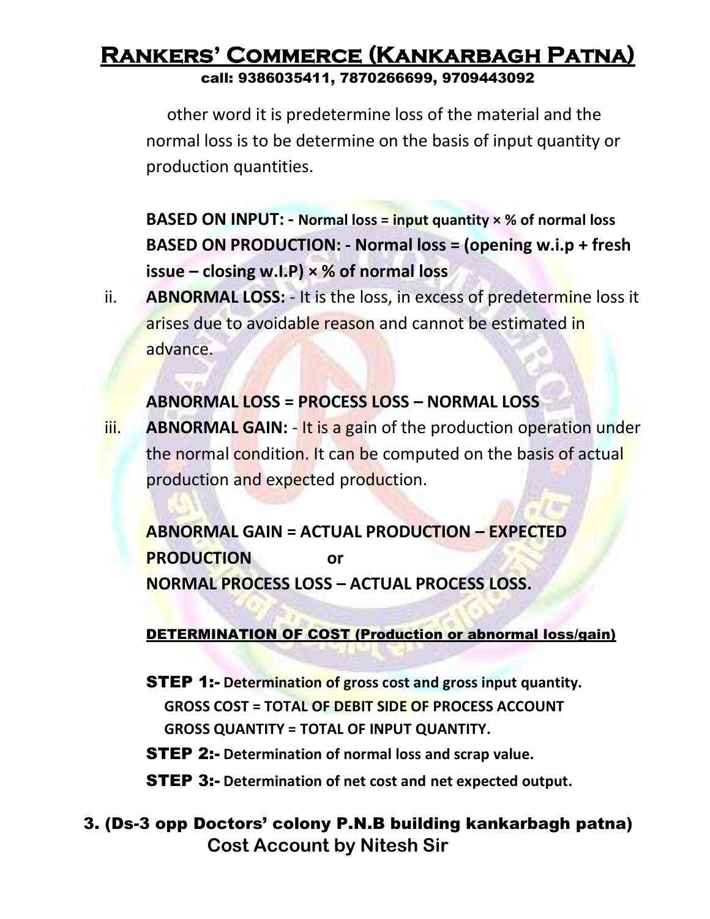other word it is predetermine loss of the material and the normal loss is to be determine on the basis of input quantity or production quantities.

**BASED ON INPUT: -** **Normal loss = input quantity × % of normal loss**
**BASED ON PRODUCTION: - Normal loss = (opening w.i.p + fresh issue – closing w.I.P) × % of normal loss**

ii. **ABNORMAL LOSS:** - It is the loss, in excess of predetermine loss it arises due to avoidable reason and cannot be estimated in advance.

**ABNORMAL LOSS = PROCESS LOSS – NORMAL LOSS**

iii. **ABNORMAL GAIN:** - It is a gain of the production operation under the normal condition. It can be computed on the basis of actual production and expected production.

**ABNORMAL GAIN = ACTUAL PRODUCTION – EXPECTED PRODUCTION** **or**
**NORMAL PROCESS LOSS – ACTUAL PROCESS LOSS.**

**DETERMINATION OF COST (Production or abnormal loss/gain)**

**STEP 1:-** **Determination of gross cost and gross input quantity.**
**GROSS COST = TOTAL OF DEBIT SIDE OF PROCESS ACCOUNT**
**GROSS QUANTITY = TOTAL OF INPUT QUANTITY.**

**STEP 2:-** **Determination of normal loss and scrap value.**

**STEP 3:-** **Determination of net cost and net expected output.**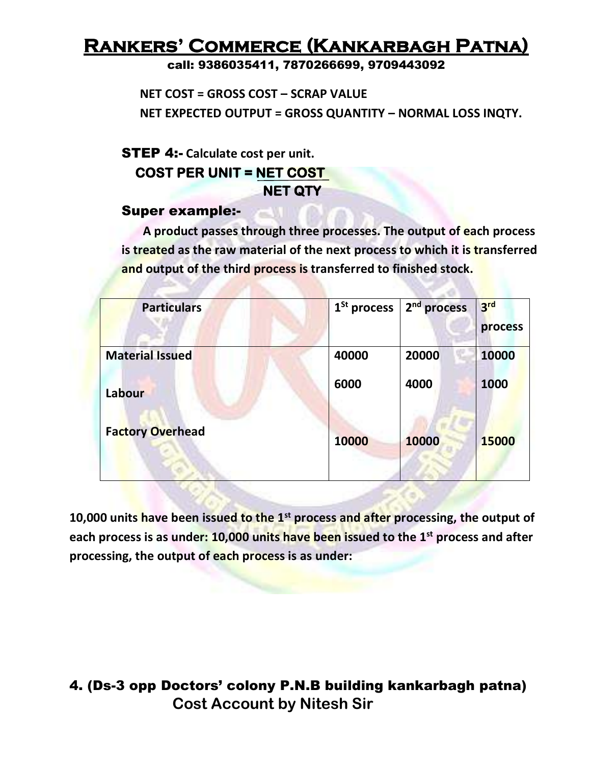NET COST = GROSS COST – SCRAP VALUE

NET EXPECTED OUTPUT = GROSS QUANTITY – NORMAL LOSS INQTY.

**STEP 4:-** Calculate cost per unit.

$$\text{COST PER UNIT} = \frac{\text{NET COST}}{\text{NET QTY}}$$

**Super example:-**

**A product passes through three processes. The output of each process is treated as the raw material of the next process to which it is transferred and output of the third process is transferred to finished stock.**

| Particulars | 1St process | 2nd process | 3rd process |
|---|---|---|---|
| Material Issued | 40000 | 20000 | 10000 |
| Labour | 6000 | 4000 | 1000 |
| Factory Overhead | 10000 | 10000 | 15000 |

**10,000 units have been issued to the 1st process and after processing, the output of each process is as under: 10,000 units have been issued to the 1st process and after processing, the output of each process is as under:**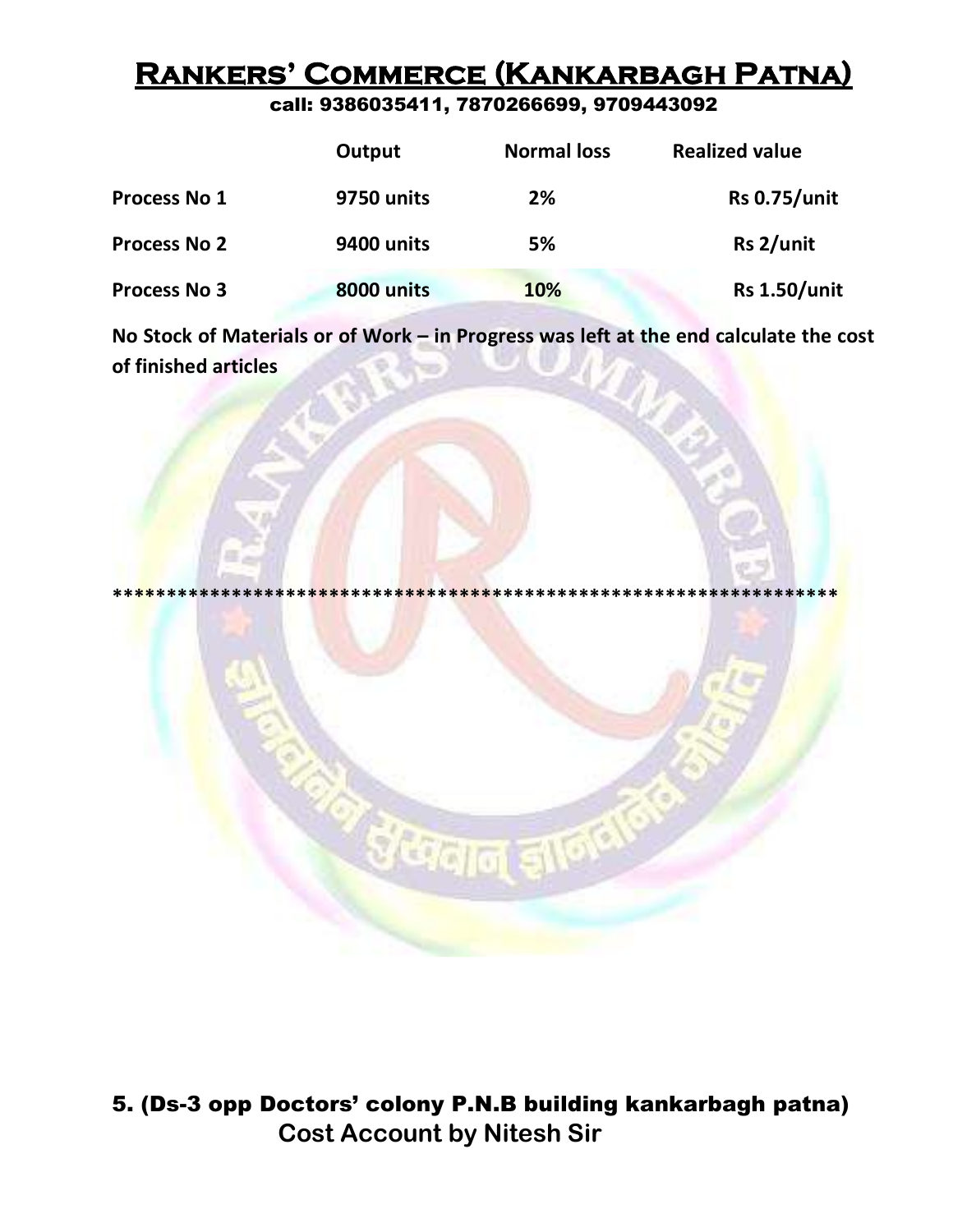| | Output | Normal loss | Realized value |
|---|---|---|---|
| **Process No 1** | **9750 units** | **2%** | **Rs 0.75/unit** |
| **Process No 2** | **9400 units** | **5%** | **Rs 2/unit** |
| **Process No 3** | **8000 units** | **10%** | **Rs 1.50/unit** |

**No Stock of Materials or of Work – in Progress was left at the end calculate the cost of finished articles**

*****************************************************************